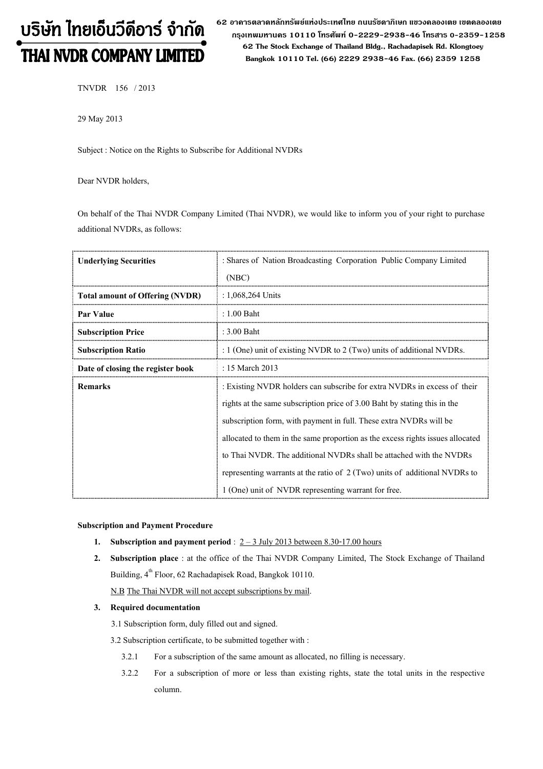# บริษัท ไทยเอ็นวีดีอาร์ จำกัด
# THAI NVDR COMPANY LIMITED

62 อาคารตลาดหลักทรัพย์แห่งประเทศไทย ถนนรัชดาภิเษก แขวงคลองเตย เขตคลองเตย กรุงเทพมหานคร 10110 โทรศัพท์ 0-2229-2938-46 โทรสาร 0-2359-1258
62 The Stock Exchange of Thailand Bldg., Rachadapisek Rd. Klongtoey Bangkok 10110 Tel. (66) 2229 2938-46 Fax. (66) 2359 1258

TNVDR 156 / 2013

29 May 2013

Subject : Notice on the Rights to Subscribe for Additional NVDRs

Dear NVDR holders,

On behalf of the Thai NVDR Company Limited (Thai NVDR), we would like to inform you of your right to purchase additional NVDRs, as follows:

| **Underlying Securities** | : Shares of Nation Broadcasting Corporation Public Company Limited (NBC) |
|---|---|
| **Total amount of Offering (NVDR)** | : 1,068,264 Units |
| **Par Value** | : 1.00 Baht |
| **Subscription Price** | : 3.00 Baht |
| **Subscription Ratio** | : 1 (One) unit of existing NVDR to 2 (Two) units of additional NVDRs. |
| **Date of closing the register book** | : 15 March 2013 |
| **Remarks** | : Existing NVDR holders can subscribe for extra NVDRs in excess of their rights at the same subscription price of 3.00 Baht by stating this in the subscription form, with payment in full. These extra NVDRs will be allocated to them in the same proportion as the excess rights issues allocated to Thai NVDR. The additional NVDRs shall be attached with the NVDRs representing warrants at the ratio of 2 (Two) units of additional NVDRs to 1 (One) unit of NVDR representing warrant for free. |

**Subscription and Payment Procedure**

1. **Subscription and payment period** : 2 – 3 July 2013 between 8.30-17.00 hours
2. **Subscription place** : at the office of the Thai NVDR Company Limited, The Stock Exchange of Thailand Building, 4th Floor, 62 Rachadapisek Road, Bangkok 10110.
   N.B The Thai NVDR will not accept subscriptions by mail.
3. **Required documentation**
   3.1 Subscription form, duly filled out and signed.
   3.2 Subscription certificate, to be submitted together with :
      3.2.1 For a subscription of the same amount as allocated, no filling is necessary.
      3.2.2 For a subscription of more or less than existing rights, state the total units in the respective column.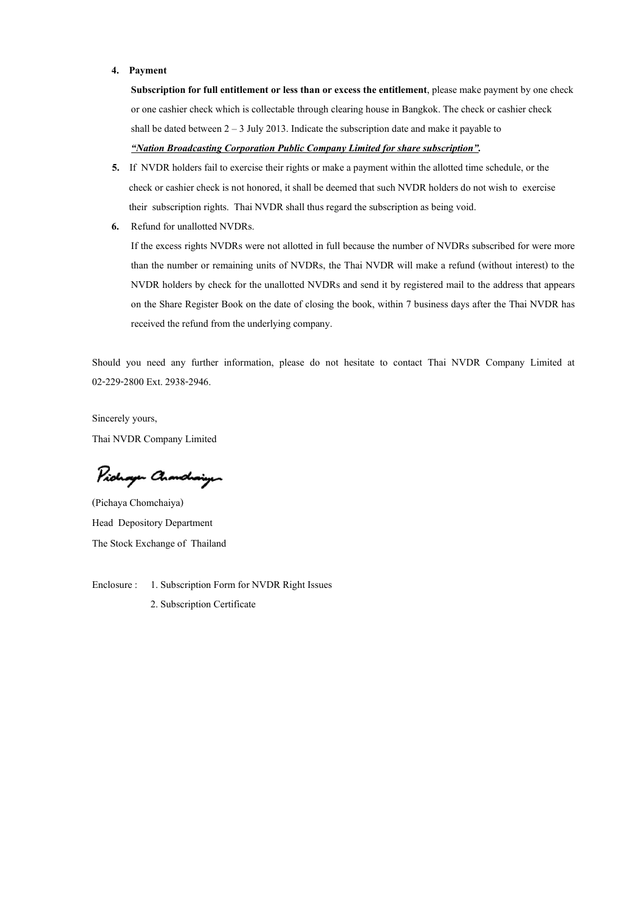4. **Payment**

   **Subscription for full entitlement or less than or excess the entitlement**, please make payment by one check or one cashier check which is collectable through clearing house in Bangkok. The check or cashier check shall be dated between 2 – 3 July 2013. Indicate the subscription date and make it payable to ***"Nation Broadcasting Corporation Public Company Limited for share subscription".***

5. If NVDR holders fail to exercise their rights or make a payment within the allotted time schedule, or the check or cashier check is not honored, it shall be deemed that such NVDR holders do not wish to exercise their subscription rights. Thai NVDR shall thus regard the subscription as being void.

6. Refund for unallotted NVDRs.

   If the excess rights NVDRs were not allotted in full because the number of NVDRs subscribed for were more than the number or remaining units of NVDRs, the Thai NVDR will make a refund (without interest) to the NVDR holders by check for the unallotted NVDRs and send it by registered mail to the address that appears on the Share Register Book on the date of closing the book, within 7 business days after the Thai NVDR has received the refund from the underlying company.

Should you need any further information, please do not hesitate to contact Thai NVDR Company Limited at 02-229-2800 Ext. 2938-2946.

Sincerely yours,

Thai NVDR Company Limited

(Pichaya Chomchaiya)

Head Depository Department

The Stock Exchange of Thailand

Enclosure : 1. Subscription Form for NVDR Right Issues

2. Subscription Certificate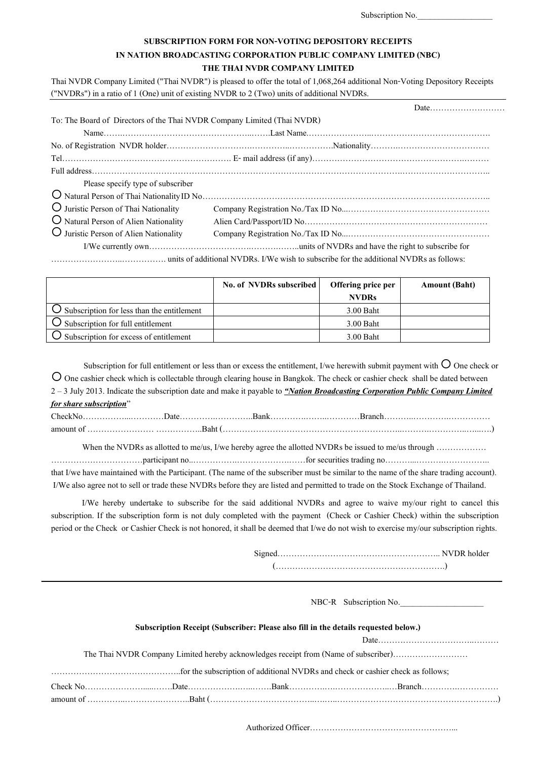Subscription No.__________________

**SUBSCRIPTION FORM FOR NON-VOTING DEPOSITORY RECEIPTS**

**IN NATION BROADCASTING CORPORATION PUBLIC COMPANY LIMITED (NBC)**

**THE THAI NVDR COMPANY LIMITED**

Thai NVDR Company Limited ("Thai NVDR") is pleased to offer the total of 1,068,264 additional Non-Voting Depository Receipts ("NVDRs") in a ratio of 1 (One) unit of existing NVDR to 2 (Two) units of additional NVDRs.

Date………………………

To: The Board of Directors of the Thai NVDR Company Limited (Thai NVDR)

Name…………………………………………………Last Name……………………………………………………………….

No. of Registration NVDR holder………………………………………………………Nationality……………………………………

Tel………………………………………………………. E- mail address (if any)……………………………………………………

Full address……………………………………………………………………………………………………………………………..

Please specify type of subscriber

○ Natural Person of Thai Nationality ID No……………………………………………………………………………………………..

○ Juristic Person of Thai Nationality Company Registration No./Tax ID No...……………………………………………

○ Natural Person of Alien Nationality Alien Card/Passport/ID No…………………………………………………………

○ Juristic Person of Alien Nationality Company Registration No./Tax ID No...……………………………………………

I/We currently own……………………………………………………units of NVDRs and have the right to subscribe for ……………………………………… units of additional NVDRs. I/We wish to subscribe for the additional NVDRs as follows:

| | No. of NVDRs subscribed | Offering price per NVDRs | Amount (Baht) |
|---|---|---|---|
| ○ Subscription for less than the entitlement | | 3.00 Baht | |
| ○ Subscription for full entitlement | | 3.00 Baht | |
| ○ Subscription for excess of entitlement | | 3.00 Baht | |

Subscription for full entitlement or less than or excess the entitlement, I/we herewith submit payment with ○ One check or ○ One cashier check which is collectable through clearing house in Bangkok. The check or cashier check shall be dated between 2 – 3 July 2013. Indicate the subscription date and make it payable to ***"Nation Broadcasting Corporation Public Company Limited for share subscription***"

CheckNo…………………………Date……………………..Bank……………………………Branch……………………………………

amount of …………………… ……………..Baht (……………………………………………………………………………………………)

When the NVDRs as allotted to me/us, I/we hereby agree the allotted NVDRs be issued to me/us through ……………… ……………………………participant no..……………………………………for securities trading no……………………………….. that I/we have maintained with the Participant. (The name of the subscriber must be similar to the name of the share trading account). I/We also agree not to sell or trade these NVDRs before they are listed and permitted to trade on the Stock Exchange of Thailand.

I/We hereby undertake to subscribe for the said additional NVDRs and agree to waive my/our right to cancel this subscription. If the subscription form is not duly completed with the payment (Check or Cashier Check) within the subscription period or the Check or Cashier Check is not honored, it shall be deemed that I/we do not wish to exercise my/our subscription rights.

Signed………………………………………………….. NVDR holder

(…………………………………………………….)

---

NBC-R Subscription No.___________________

**Subscription Receipt (Subscriber: Please also fill in the details requested below.)**

Date……………………………………

The Thai NVDR Company Limited hereby acknowledges receipt from (Name of subscriber)………………………

………………………………………..for the subscription of additional NVDRs and check or cashier check as follows;

Check No……………………………Date……………………………Bank…………………………………Branch………………………

amount of ………………………………..Baht (……………………………………………………………………………………………….)

Authorized Officer…………………………………………...